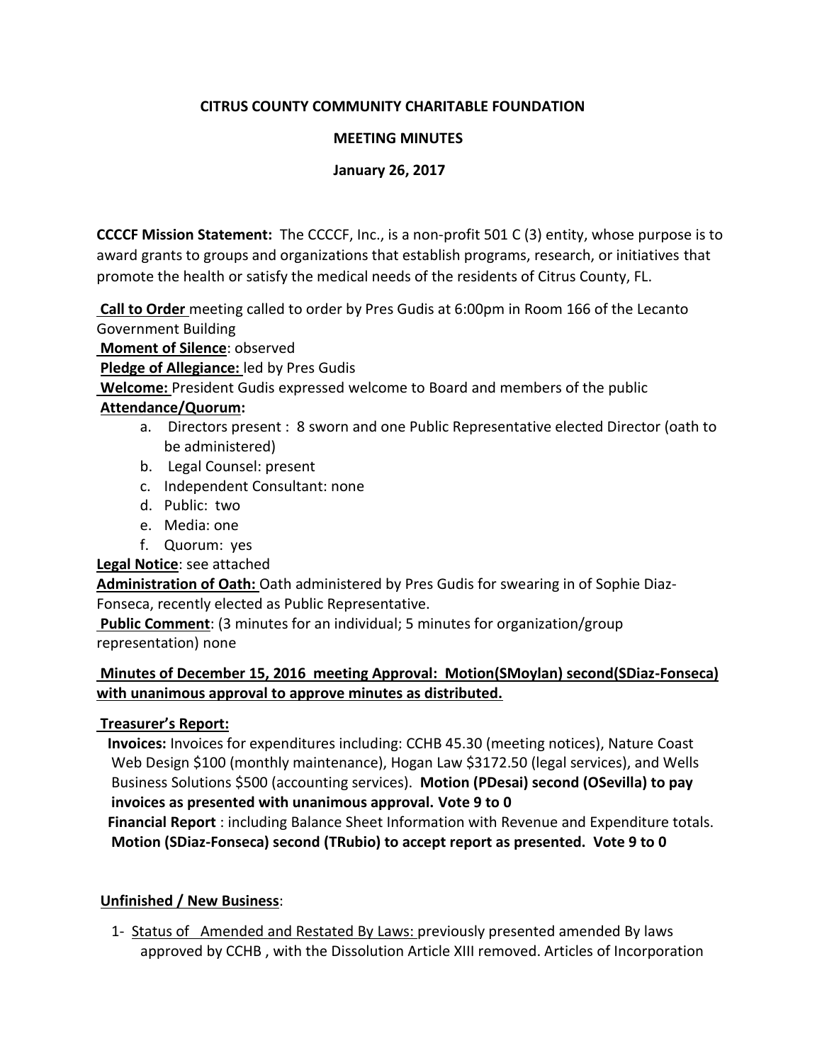**CITRUS COUNTY COMMUNITY CHARITABLE FOUNDATION**

**MEETING MINUTES**

**January 26, 2017**

**CCCCF Mission Statement:** The CCCCF, Inc., is a non-profit 501 C (3) entity, whose purpose is to award grants to groups and organizations that establish programs, research, or initiatives that promote the health or satisfy the medical needs of the residents of Citrus County, FL.

**Call to Order** meeting called to order by Pres Gudis at 6:00pm in Room 166 of the Lecanto Government Building

**Moment of Silence**: observed

**Pledge of Allegiance:** led by Pres Gudis

**Welcome:** President Gudis expressed welcome to Board and members of the public

**Attendance/Quorum:**

a. Directors present : 8 sworn and one Public Representative elected Director (oath to be administered)
b. Legal Counsel: present
c. Independent Consultant: none
d. Public: two
e. Media: one
f. Quorum: yes

**Legal Notice**: see attached

**Administration of Oath:** Oath administered by Pres Gudis for swearing in of Sophie Diaz-Fonseca, recently elected as Public Representative.

**Public Comment**: (3 minutes for an individual; 5 minutes for organization/group representation) none

**Minutes of December 15, 2016 meeting Approval: Motion(SMoylan) second(SDiaz-Fonseca) with unanimous approval to approve minutes as distributed.**

**Treasurer's Report:**

**Invoices:** Invoices for expenditures including: CCHB 45.30 (meeting notices), Nature Coast Web Design $100 (monthly maintenance), Hogan Law $3172.50 (legal services), and Wells Business Solutions $500 (accounting services). **Motion (PDesai) second (OSevilla) to pay invoices as presented with unanimous approval. Vote 9 to 0**

**Financial Report** : including Balance Sheet Information with Revenue and Expenditure totals. **Motion (SDiaz-Fonseca) second (TRubio) to accept report as presented. Vote 9 to 0**

**Unfinished / New Business**:

1- Status of Amended and Restated By Laws: previously presented amended By laws approved by CCHB , with the Dissolution Article XIII removed. Articles of Incorporation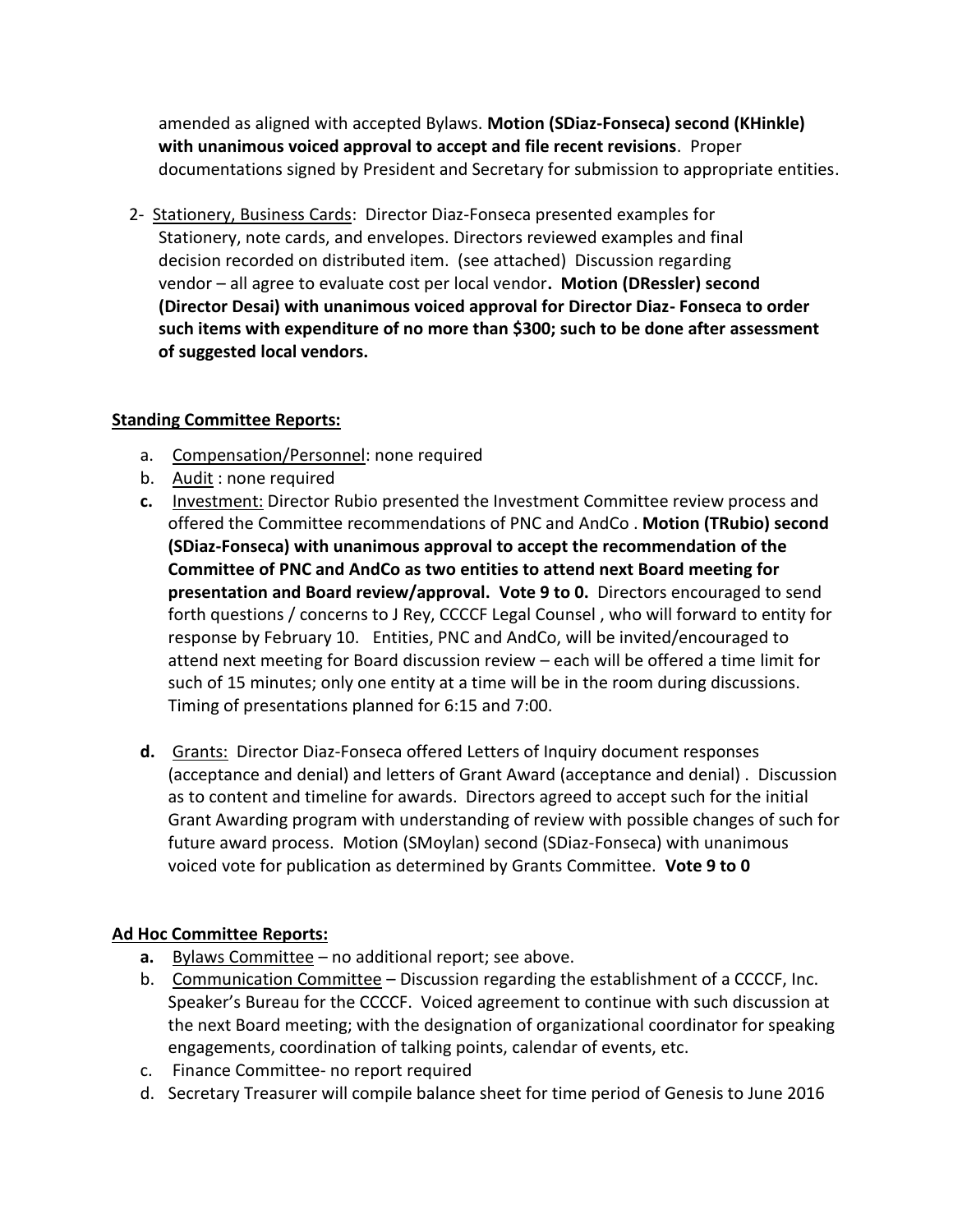amended as aligned with accepted Bylaws. **Motion (SDiaz-Fonseca) second (KHinkle) with unanimous voiced approval to accept and file recent revisions**. Proper documentations signed by President and Secretary for submission to appropriate entities.

2- Stationery, Business Cards: Director Diaz-Fonseca presented examples for Stationery, note cards, and envelopes. Directors reviewed examples and final decision recorded on distributed item. (see attached) Discussion regarding vendor – all agree to evaluate cost per local vendor**. Motion (DRessler) second (Director Desai) with unanimous voiced approval for Director Diaz- Fonseca to order such items with expenditure of no more than $300; such to be done after assessment of suggested local vendors.**

**Standing Committee Reports:**

a. Compensation/Personnel: none required
b. Audit : none required
**c.** Investment: Director Rubio presented the Investment Committee review process and offered the Committee recommendations of PNC and AndCo . **Motion (TRubio) second (SDiaz-Fonseca) with unanimous approval to accept the recommendation of the Committee of PNC and AndCo as two entities to attend next Board meeting for presentation and Board review/approval. Vote 9 to 0.** Directors encouraged to send forth questions / concerns to J Rey, CCCCF Legal Counsel , who will forward to entity for response by February 10. Entities, PNC and AndCo, will be invited/encouraged to attend next meeting for Board discussion review – each will be offered a time limit for such of 15 minutes; only one entity at a time will be in the room during discussions. Timing of presentations planned for 6:15 and 7:00.

**d.** Grants: Director Diaz-Fonseca offered Letters of Inquiry document responses (acceptance and denial) and letters of Grant Award (acceptance and denial) . Discussion as to content and timeline for awards. Directors agreed to accept such for the initial Grant Awarding program with understanding of review with possible changes of such for future award process. Motion (SMoylan) second (SDiaz-Fonseca) with unanimous voiced vote for publication as determined by Grants Committee. **Vote 9 to 0**

**Ad Hoc Committee Reports:**

**a.** Bylaws Committee – no additional report; see above.
b. Communication Committee – Discussion regarding the establishment of a CCCCF, Inc. Speaker's Bureau for the CCCCF. Voiced agreement to continue with such discussion at the next Board meeting; with the designation of organizational coordinator for speaking engagements, coordination of talking points, calendar of events, etc.
c. Finance Committee- no report required
d. Secretary Treasurer will compile balance sheet for time period of Genesis to June 2016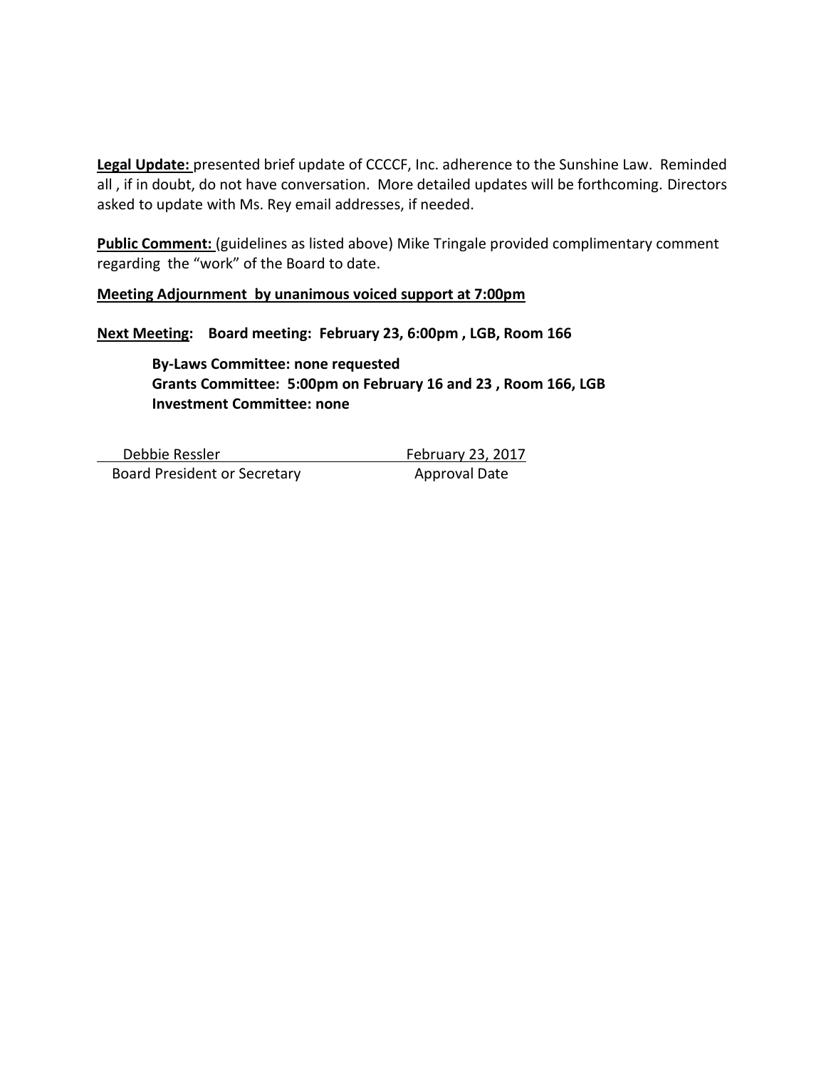**Legal Update:** presented brief update of CCCCF, Inc. adherence to the Sunshine Law. Reminded all , if in doubt, do not have conversation. More detailed updates will be forthcoming. Directors asked to update with Ms. Rey email addresses, if needed.

**Public Comment:** (guidelines as listed above) Mike Tringale provided complimentary comment regarding the "work" of the Board to date.

**Meeting Adjournment by unanimous voiced support at 7:00pm**

**Next Meeting: Board meeting: February 23, 6:00pm , LGB, Room 166**

**By-Laws Committee: none requested**
**Grants Committee: 5:00pm on February 16 and 23 , Room 166, LGB**
**Investment Committee: none**

| | |
|---|---|
| Debbie Ressler | February 23, 2017 |
| Board President or Secretary | Approval Date |